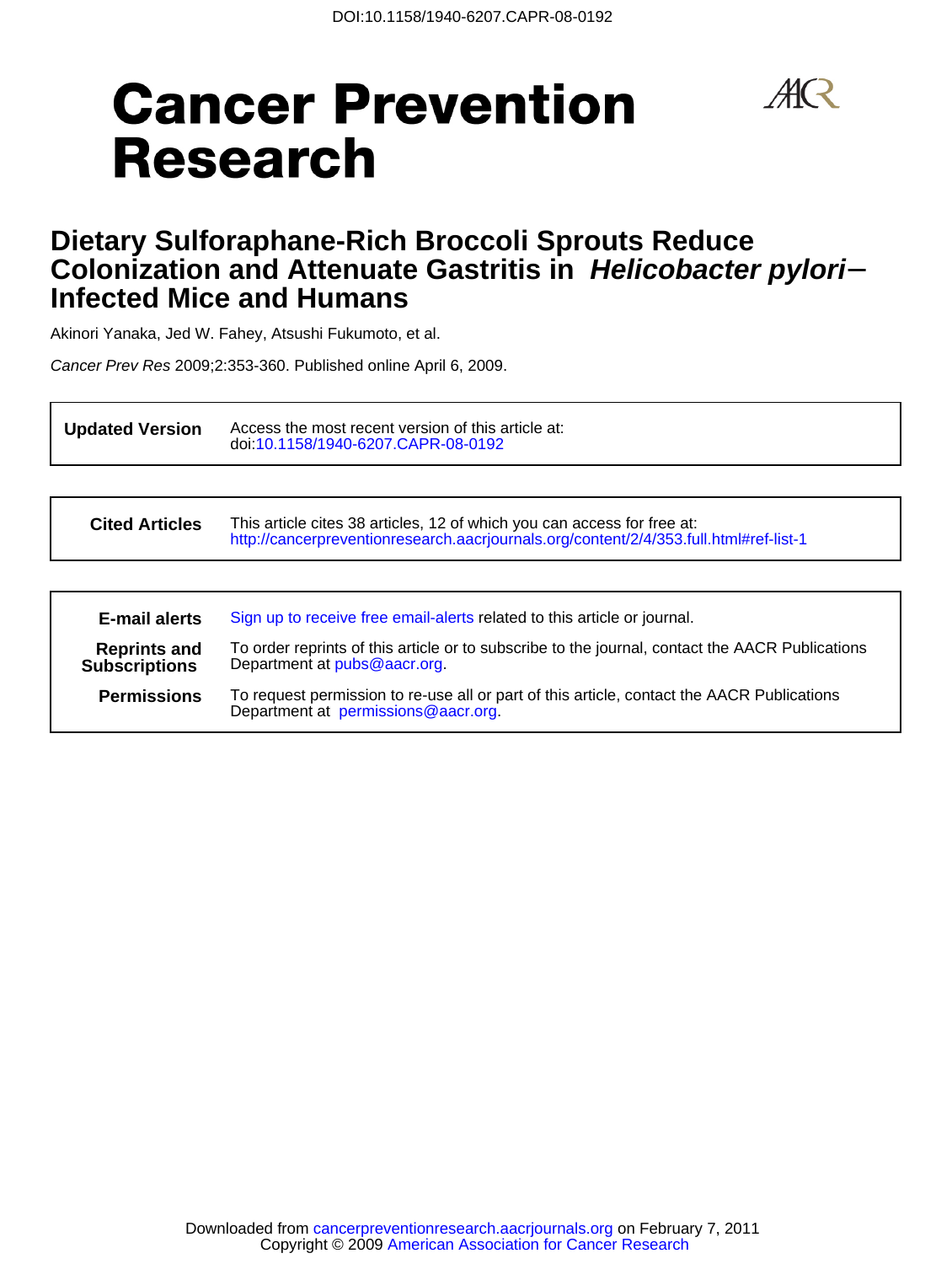DOI:10.1158/1940-6207.CAPR-08-0192

# Cancer Prevention Research

## Dietary Sulforaphane-Rich Broccoli Sprouts Reduce Colonization and Attenuate Gastritis in *Helicobacter pylori*– Infected Mice and Humans

Akinori Yanaka, Jed W. Fahey, Atsushi Fukumoto, et al.

*Cancer Prev Res* 2009;2:353-360. Published online April 6, 2009.

| | |
|---|---|
| **Updated Version** | Access the most recent version of this article at: doi:10.1158/1940-6207.CAPR-08-0192 |

| | |
|---|---|
| **Cited Articles** | This article cites 38 articles, 12 of which you can access for free at: http://cancerpreventionresearch.aacrjournals.org/content/2/4/353.full.html#ref-list-1 |

| | |
|---|---|
| **E-mail alerts** | Sign up to receive free email-alerts related to this article or journal. |
| **Reprints and Subscriptions** | To order reprints of this article or to subscribe to the journal, contact the AACR Publications Department at pubs@aacr.org. |
| **Permissions** | To request permission to re-use all or part of this article, contact the AACR Publications Department at permissions@aacr.org. |

Downloaded from cancerpreventionresearch.aacrjournals.org on February 7, 2011
Copyright © 2009 American Association for Cancer Research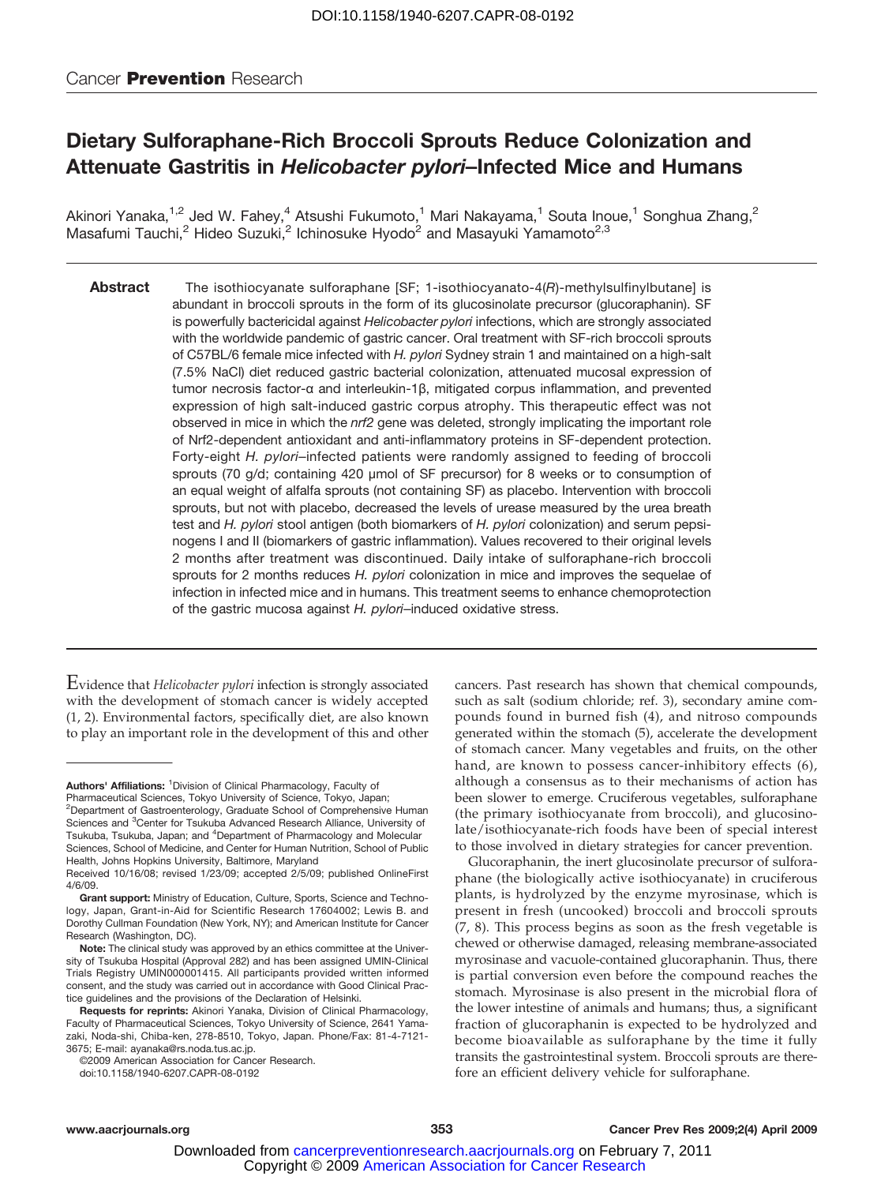DOI:10.1158/1940-6207.CAPR-08-0192

Cancer **Prevention** Research

# Dietary Sulforaphane-Rich Broccoli Sprouts Reduce Colonization and Attenuate Gastritis in *Helicobacter pylori*–Infected Mice and Humans

Akinori Yanaka,[1,2] Jed W. Fahey,[4] Atsushi Fukumoto,[1] Mari Nakayama,[1] Souta Inoue,[1] Songhua Zhang,[2] Masafumi Tauchi,[2] Hideo Suzuki,[2] Ichinosuke Hyodo[2] and Masayuki Yamamoto[2,3]

**Abstract** The isothiocyanate sulforaphane [SF; 1-isothiocyanato-4(*R*)-methylsulfinylbutane] is abundant in broccoli sprouts in the form of its glucosinolate precursor (glucoraphanin). SF is powerfully bactericidal against *Helicobacter pylori* infections, which are strongly associated with the worldwide pandemic of gastric cancer. Oral treatment with SF-rich broccoli sprouts of C57BL/6 female mice infected with *H. pylori* Sydney strain 1 and maintained on a high-salt (7.5% NaCl) diet reduced gastric bacterial colonization, attenuated mucosal expression of tumor necrosis factor-α and interleukin-1β, mitigated corpus inflammation, and prevented expression of high salt-induced gastric corpus atrophy. This therapeutic effect was not observed in mice in which the *nrf2* gene was deleted, strongly implicating the important role of Nrf2-dependent antioxidant and anti-inflammatory proteins in SF-dependent protection. Forty-eight *H. pylori*–infected patients were randomly assigned to feeding of broccoli sprouts (70 g/d; containing 420 μmol of SF precursor) for 8 weeks or to consumption of an equal weight of alfalfa sprouts (not containing SF) as placebo. Intervention with broccoli sprouts, but not with placebo, decreased the levels of urease measured by the urea breath test and *H. pylori* stool antigen (both biomarkers of *H. pylori* colonization) and serum pepsinogens I and II (biomarkers of gastric inflammation). Values recovered to their original levels 2 months after treatment was discontinued. Daily intake of sulforaphane-rich broccoli sprouts for 2 months reduces *H. pylori* colonization in mice and improves the sequelae of infection in infected mice and in humans. This treatment seems to enhance chemoprotection of the gastric mucosa against *H. pylori*–induced oxidative stress.

Evidence that *Helicobacter pylori* infection is strongly associated with the development of stomach cancer is widely accepted (1, 2). Environmental factors, specifically diet, are also known to play an important role in the development of this and other cancers. Past research has shown that chemical compounds, such as salt (sodium chloride; ref. 3), secondary amine compounds found in burned fish (4), and nitroso compounds generated within the stomach (5), accelerate the development of stomach cancer. Many vegetables and fruits, on the other hand, are known to possess cancer-inhibitory effects (6), although a consensus as to their mechanisms of action has been slower to emerge. Cruciferous vegetables, sulforaphane (the primary isothiocyanate from broccoli), and glucosinolate/isothiocyanate-rich foods have been of special interest to those involved in dietary strategies for cancer prevention.

Glucoraphanin, the inert glucosinolate precursor of sulforaphane (the biologically active isothiocyanate) in cruciferous plants, is hydrolyzed by the enzyme myrosinase, which is present in fresh (uncooked) broccoli and broccoli sprouts (7, 8). This process begins as soon as the fresh vegetable is chewed or otherwise damaged, releasing membrane-associated myrosinase and vacuole-contained glucoraphanin. Thus, there is partial conversion even before the compound reaches the stomach. Myrosinase is also present in the microbial flora of the lower intestine of animals and humans; thus, a significant fraction of glucoraphanin is expected to be hydrolyzed and become bioavailable as sulforaphane by the time it fully transits the gastrointestinal system. Broccoli sprouts are therefore an efficient delivery vehicle for sulforaphane.

---

**Authors' Affiliations:** [1]Division of Clinical Pharmacology, Faculty of Pharmaceutical Sciences, Tokyo University of Science, Tokyo, Japan; [2]Department of Gastroenterology, Graduate School of Comprehensive Human Sciences and [3]Center for Tsukuba Advanced Research Alliance, University of Tsukuba, Tsukuba, Japan; and [4]Department of Pharmacology and Molecular Sciences, School of Medicine, and Center for Human Nutrition, School of Public Health, Johns Hopkins University, Baltimore, Maryland

Received 10/16/08; revised 1/23/09; accepted 2/5/09; published OnlineFirst 4/6/09.

**Grant support:** Ministry of Education, Culture, Sports, Science and Technology, Japan, Grant-in-Aid for Scientific Research 17604002; Lewis B. and Dorothy Cullman Foundation (New York, NY); and American Institute for Cancer Research (Washington, DC).

**Note:** The clinical study was approved by an ethics committee at the University of Tsukuba Hospital (Approval 282) and has been assigned UMIN-Clinical Trials Registry UMIN000001415. All participants provided written informed consent, and the study was carried out in accordance with Good Clinical Practice guidelines and the provisions of the Declaration of Helsinki.

**Requests for reprints:** Akinori Yanaka, Division of Clinical Pharmacology, Faculty of Pharmaceutical Sciences, Tokyo University of Science, 2641 Yamazaki, Noda-shi, Chiba-ken, 278-8510, Tokyo, Japan. Phone/Fax: 81-4-7121-3675; E-mail: ayanaka@rs.noda.tus.ac.jp.

©2009 American Association for Cancer Research.

doi:10.1158/1940-6207.CAPR-08-0192

Downloaded from cancerpreventionresearch.aacrjournals.org on February 7, 2011
Copyright © 2009 American Association for Cancer Research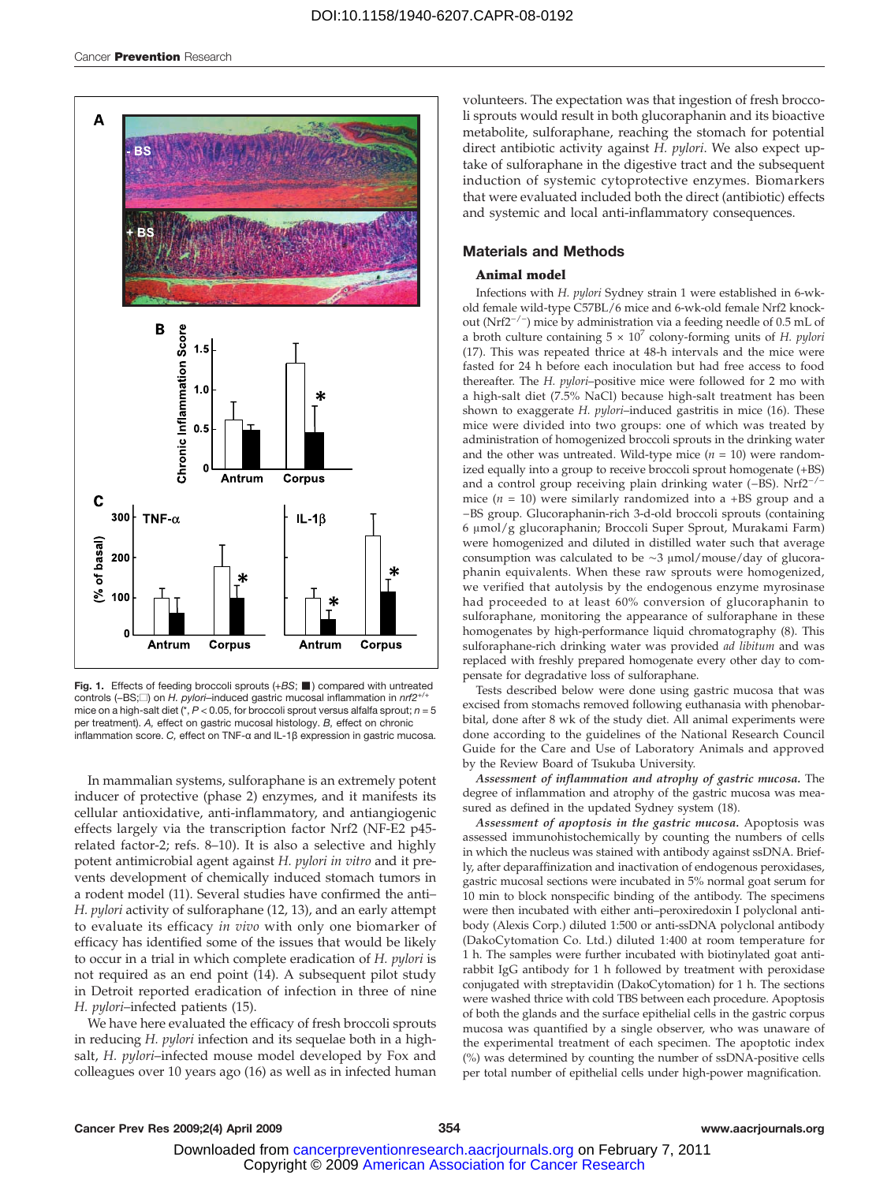Fig. 1. Effects of feeding broccoli sprouts (*+BS*; ■) compared with untreated controls (–BS;□) on *H. pylori*–induced gastric mucosal inflammation in *nrf2*$^{+/+}$ mice on a high-salt diet (*, $P < 0.05$, for broccoli sprout versus alfalfa sprout; $n = 5$ per treatment). *A*, effect on gastric mucosal histology. *B*, effect on chronic inflammation score. *C*, effect on TNF-α and IL-1β expression in gastric mucosa.

In mammalian systems, sulforaphane is an extremely potent inducer of protective (phase 2) enzymes, and it manifests its cellular antioxidative, anti-inflammatory, and antiangiogenic effects largely via the transcription factor Nrf2 (NF-E2 p45-related factor-2; refs. 8–10). It is also a selective and highly potent antimicrobial agent against *H. pylori in vitro* and it prevents development of chemically induced stomach tumors in a rodent model (11). Several studies have confirmed the anti–*H. pylori* activity of sulforaphane (12, 13), and an early attempt to evaluate its efficacy *in vivo* with only one biomarker of efficacy has identified some of the issues that would be likely to occur in a trial in which complete eradication of *H. pylori* is not required as an end point (14). A subsequent pilot study in Detroit reported eradication of infection in three of nine *H. pylori*–infected patients (15).

We have here evaluated the efficacy of fresh broccoli sprouts in reducing *H. pylori* infection and its sequelae both in a high-salt, *H. pylori*–infected mouse model developed by Fox and colleagues over 10 years ago (16) as well as in infected human volunteers. The expectation was that ingestion of fresh broccoli sprouts would result in both glucoraphanin and its bioactive metabolite, sulforaphane, reaching the stomach for potential direct antibiotic activity against *H. pylori*. We also expect uptake of sulforaphane in the digestive tract and the subsequent induction of systemic cytoprotective enzymes. Biomarkers that were evaluated included both the direct (antibiotic) effects and systemic and local anti-inflammatory consequences.

## Materials and Methods

### Animal model

Infections with *H. pylori* Sydney strain 1 were established in 6-wk-old female wild-type C57BL/6 mice and 6-wk-old female Nrf2 knockout (Nrf2$^{-/-}$) mice by administration via a feeding needle of 0.5 mL of a broth culture containing $5 \times 10^7$ colony-forming units of *H. pylori* (17). This was repeated thrice at 48-h intervals and the mice were fasted for 24 h before each inoculation but had free access to food thereafter. The *H. pylori*–positive mice were followed for 2 mo with a high-salt diet (7.5% NaCl) because high-salt treatment has been shown to exaggerate *H. pylori*–induced gastritis in mice (16). These mice were divided into two groups: one of which was treated by administration of homogenized broccoli sprouts in the drinking water and the other was untreated. Wild-type mice ($n = 10$) were randomized equally into a group to receive broccoli sprout homogenate (+BS) and a control group receiving plain drinking water (–BS). Nrf2$^{-/-}$ mice ($n = 10$) were similarly randomized into a +BS group and a –BS group. Glucoraphanin-rich 3-d-old broccoli sprouts (containing 6 μmol/g glucoraphanin; Broccoli Super Sprout, Murakami Farm) were homogenized and diluted in distilled water such that average consumption was calculated to be ~3 μmol/mouse/day of glucoraphanin equivalents. When these raw sprouts were homogenized, we verified that autolysis by the endogenous enzyme myrosinase had proceeded to at least 60% conversion of glucoraphanin to sulforaphane, monitoring the appearance of sulforaphane in these homogenates by high-performance liquid chromatography (8). This sulforaphane-rich drinking water was provided *ad libitum* and was replaced with freshly prepared homogenate every other day to compensate for degradative loss of sulforaphane.

Tests described below were done using gastric mucosa that was excised from stomachs removed following euthanasia with phenobarbital, done after 8 wk of the study diet. All animal experiments were done according to the guidelines of the National Research Council Guide for the Care and Use of Laboratory Animals and approved by the Review Board of Tsukuba University.

***Assessment of inflammation and atrophy of gastric mucosa.*** The degree of inflammation and atrophy of the gastric mucosa was measured as defined in the updated Sydney system (18).

***Assessment of apoptosis in the gastric mucosa.*** Apoptosis was assessed immunohistochemically by counting the numbers of cells in which the nucleus was stained with antibody against ssDNA. Briefly, after deparaffinization and inactivation of endogenous peroxidases, gastric mucosal sections were incubated in 5% normal goat serum for 10 min to block nonspecific binding of the antibody. The specimens were then incubated with either anti–peroxiredoxin I polyclonal antibody (Alexis Corp.) diluted 1:500 or anti-ssDNA polyclonal antibody (DakoCytomation Co. Ltd.) diluted 1:400 at room temperature for 1 h. The samples were further incubated with biotinylated goat anti-rabbit IgG antibody for 1 h followed by treatment with peroxidase conjugated with streptavidin (DakoCytomation) for 1 h. The sections were washed thrice with cold TBS between each procedure. Apoptosis of both the glands and the surface epithelial cells in the gastric corpus mucosa was quantified by a single observer, who was unaware of the experimental treatment of each specimen. The apoptotic index (%) was determined by counting the number of ssDNA-positive cells per total number of epithelial cells under high-power magnification.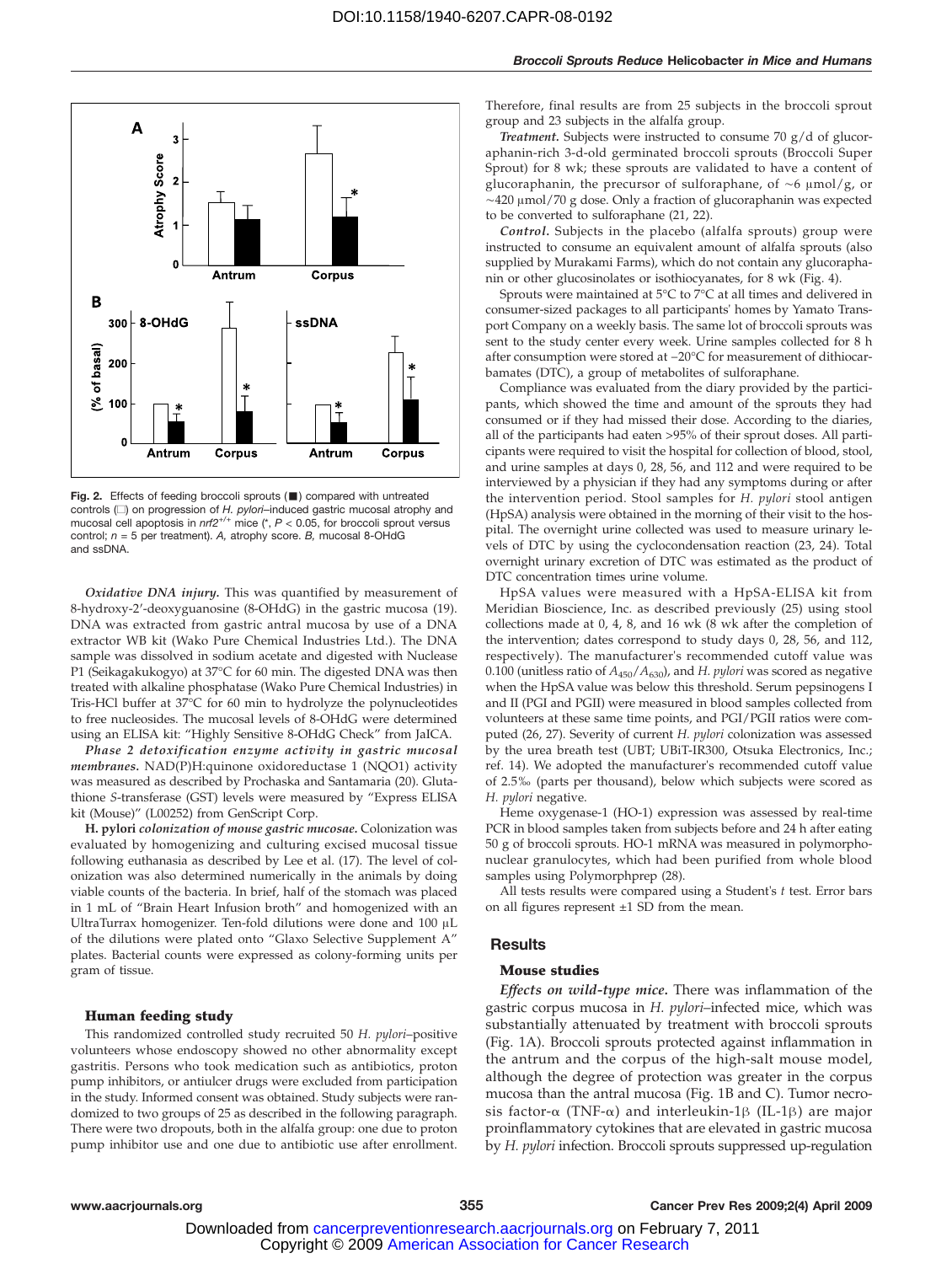Fig. 2. Effects of feeding broccoli sprouts (■) compared with untreated controls (□) on progression of *H. pylori*–induced gastric mucosal atrophy and mucosal cell apoptosis in *nrf2*$^{+/+}$ mice (*, $P < 0.05$, for broccoli sprout versus control; $n = 5$ per treatment). *A*, atrophy score. *B*, mucosal 8-OHdG and ssDNA.

***Oxidative DNA injury.*** This was quantified by measurement of 8-hydroxy-2′-deoxyguanosine (8-OHdG) in the gastric mucosa (19). DNA was extracted from gastric antral mucosa by use of a DNA extractor WB kit (Wako Pure Chemical Industries Ltd.). The DNA sample was dissolved in sodium acetate and digested with Nuclease P1 (Seikagakukogyo) at 37°C for 60 min. The digested DNA was then treated with alkaline phosphatase (Wako Pure Chemical Industries) in Tris-HCl buffer at 37°C for 60 min to hydrolyze the polynucleotides to free nucleosides. The mucosal levels of 8-OHdG were determined using an ELISA kit: "Highly Sensitive 8-OHdG Check" from JaICA.

***Phase 2 detoxification enzyme activity in gastric mucosal membranes.*** NAD(P)H:quinone oxidoreductase 1 (NQO1) activity was measured as described by Prochaska and Santamaria (20). Glutathione *S*-transferase (GST) levels were measured by "Express ELISA kit (Mouse)" (L00252) from GenScript Corp.

***H. pylori colonization of mouse gastric mucosae.*** Colonization was evaluated by homogenizing and culturing excised mucosal tissue following euthanasia as described by Lee et al. (17). The level of colonization was also determined numerically in the animals by doing viable counts of the bacteria. In brief, half of the stomach was placed in 1 mL of "Brain Heart Infusion broth" and homogenized with an UltraTurrax homogenizer. Ten-fold dilutions were done and 100 μL of the dilutions were plated onto "Glaxo Selective Supplement A" plates. Bacterial counts were expressed as colony-forming units per gram of tissue.

### Human feeding study

This randomized controlled study recruited 50 *H. pylori*–positive volunteers whose endoscopy showed no other abnormality except gastritis. Persons who took medication such as antibiotics, proton pump inhibitors, or antiulcer drugs were excluded from participation in the study. Informed consent was obtained. Study subjects were randomized to two groups of 25 as described in the following paragraph. There were two dropouts, both in the alfalfa group: one due to proton pump inhibitor use and one due to antibiotic use after enrollment. Therefore, final results are from 25 subjects in the broccoli sprout group and 23 subjects in the alfalfa group.

***Treatment.*** Subjects were instructed to consume 70 g/d of glucoraphanin-rich 3-d-old germinated broccoli sprouts (Broccoli Super Sprout) for 8 wk; these sprouts are validated to have a content of glucoraphanin, the precursor of sulforaphane, of ~6 μmol/g, or ~420 μmol/70 g dose. Only a fraction of glucoraphanin was expected to be converted to sulforaphane (21, 22).

***Control.*** Subjects in the placebo (alfalfa sprouts) group were instructed to consume an equivalent amount of alfalfa sprouts (also supplied by Murakami Farms), which do not contain any glucoraphanin or other glucosinolates or isothiocyanates, for 8 wk (Fig. 4).

Sprouts were maintained at 5°C to 7°C at all times and delivered in consumer-sized packages to all participants' homes by Yamato Transport Company on a weekly basis. The same lot of broccoli sprouts was sent to the study center every week. Urine samples collected for 8 h after consumption were stored at −20°C for measurement of dithiocarbamates (DTC), a group of metabolites of sulforaphane.

Compliance was evaluated from the diary provided by the participants, which showed the time and amount of the sprouts they had consumed or if they had missed their dose. According to the diaries, all of the participants had eaten >95% of their sprout doses. All participants were required to visit the hospital for collection of blood, stool, and urine samples at days 0, 28, 56, and 112 and were required to be interviewed by a physician if they had any symptoms during or after the intervention period. Stool samples for *H. pylori* stool antigen (HpSA) analysis were obtained in the morning of their visit to the hospital. The overnight urine collected was used to measure urinary levels of DTC by using the cyclocondensation reaction (23, 24). Total overnight urinary excretion of DTC was estimated as the product of DTC concentration times urine volume.

HpSA values were measured with a HpSA-ELISA kit from Meridian Bioscience, Inc. as described previously (25) using stool collections made at 0, 4, 8, and 16 wk (8 wk after the completion of the intervention; dates correspond to study days 0, 28, 56, and 112, respectively). The manufacturer's recommended cutoff value was 0.100 (unitless ratio of $A_{450}/A_{630}$), and *H. pylori* was scored as negative when the HpSA value was below this threshold. Serum pepsinogens I and II (PGI and PGII) were measured in blood samples collected from volunteers at these same time points, and PGI/PGII ratios were computed (26, 27). Severity of current *H. pylori* colonization was assessed by the urea breath test (UBT; UBiT-IR300, Otsuka Electronics, Inc.; ref. 14). We adopted the manufacturer's recommended cutoff value of 2.5‰ (parts per thousand), below which subjects were scored as *H. pylori* negative.

Heme oxygenase-1 (HO-1) expression was assessed by real-time PCR in blood samples taken from subjects before and 24 h after eating 50 g of broccoli sprouts. HO-1 mRNA was measured in polymorphonuclear granulocytes, which had been purified from whole blood samples using Polymorphprep (28).

All tests results were compared using a Student's *t* test. Error bars on all figures represent ±1 SD from the mean.

## Results

### Mouse studies

***Effects on wild-type mice.*** There was inflammation of the gastric corpus mucosa in *H. pylori*–infected mice, which was substantially attenuated by treatment with broccoli sprouts (Fig. 1A). Broccoli sprouts protected against inflammation in the antrum and the corpus of the high-salt mouse model, although the degree of protection was greater in the corpus mucosa than the antral mucosa (Fig. 1B and C). Tumor necrosis factor-α (TNF-α) and interleukin-1β (IL-1β) are major proinflammatory cytokines that are elevated in gastric mucosa by *H. pylori* infection. Broccoli sprouts suppressed up-regulation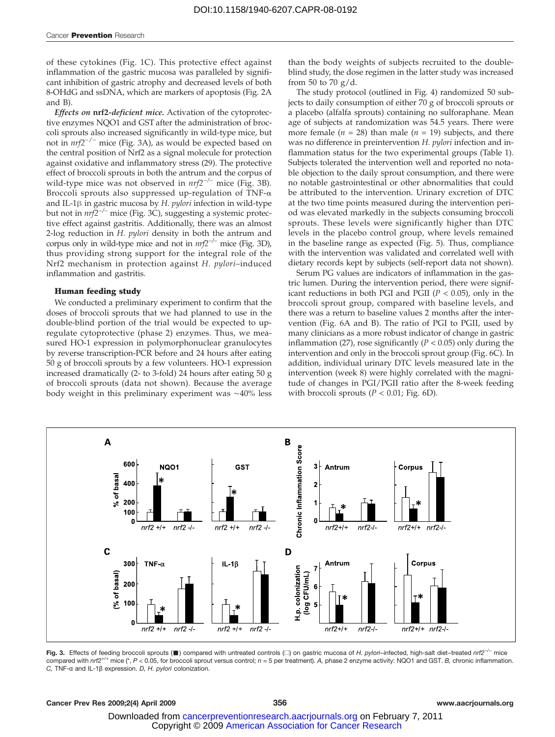of these cytokines (Fig. 1C). This protective effect against inflammation of the gastric mucosa was paralleled by significant inhibition of gastric atrophy and decreased levels of both 8-OHdG and ssDNA, which are markers of apoptosis (Fig. 2A and B).

***Effects on* nrf2*-deficient mice.*** Activation of the cytoprotective enzymes NQO1 and GST after the administration of broccoli sprouts also increased significantly in wild-type mice, but not in *nrf2*$^{-/-}$ mice (Fig. 3A), as would be expected based on the central position of Nrf2 as a signal molecule for protection against oxidative and inflammatory stress (29). The protective effect of broccoli sprouts in both the antrum and the corpus of wild-type mice was not observed in *nrf2*$^{-/-}$ mice (Fig. 3B). Broccoli sprouts also suppressed up-regulation of TNF-α and IL-1β in gastric mucosa by *H. pylori* infection in wild-type but not in *nrf2*$^{-/-}$ mice (Fig. 3C), suggesting a systemic protective effect against gastritis. Additionally, there was an almost 2-log reduction in *H. pylori* density in both the antrum and corpus only in wild-type mice and not in *nrf2*$^{-/-}$ mice (Fig. 3D), thus providing strong support for the integral role of the Nrf2 mechanism in protection against *H. pylori*–induced inflammation and gastritis.

**Human feeding study**

We conducted a preliminary experiment to confirm that the doses of broccoli sprouts that we had planned to use in the double-blind portion of the trial would be expected to up-regulate cytoprotective (phase 2) enzymes. Thus, we measured HO-1 expression in polymorphonuclear granulocytes by reverse transcription-PCR before and 24 hours after eating 50 g of broccoli sprouts by a few volunteers. HO-1 expression increased dramatically (2- to 3-fold) 24 hours after eating 50 g of broccoli sprouts (data not shown). Because the average body weight in this preliminary experiment was ~40% less than the body weights of subjects recruited to the double-blind study, the dose regimen in the latter study was increased from 50 to 70 g/d.

The study protocol (outlined in Fig. 4) randomized 50 subjects to daily consumption of either 70 g of broccoli sprouts or a placebo (alfalfa sprouts) containing no sulforaphane. Mean age of subjects at randomization was 54.5 years. There were more female ($n$ = 28) than male ($n$ = 19) subjects, and there was no difference in preintervention *H. pylori* infection and inflammation status for the two experimental groups (Table 1). Subjects tolerated the intervention well and reported no notable objection to the daily sprout consumption, and there were no notable gastrointestinal or other abnormalities that could be attributed to the intervention. Urinary excretion of DTC at the two time points measured during the intervention period was elevated markedly in the subjects consuming broccoli sprouts. These levels were significantly higher than DTC levels in the placebo control group, where levels remained in the baseline range as expected (Fig. 5). Thus, compliance with the intervention was validated and correlated well with dietary records kept by subjects (self-report data not shown).

Serum PG values are indicators of inflammation in the gastric lumen. During the intervention period, there were significant reductions in both PGI and PGII ($P$ < 0.05), only in the broccoli sprout group, compared with baseline levels, and there was a return to baseline values 2 months after the intervention (Fig. 6A and B). The ratio of PGI to PGII, used by many clinicians as a more robust indicator of change in gastric inflammation (27), rose significantly ($P$ < 0.05) only during the intervention and only in the broccoli sprout group (Fig. 6C). In addition, individual urinary DTC levels measured late in the intervention (week 8) were highly correlated with the magnitude of changes in PGI/PGII ratio after the 8-week feeding with broccoli sprouts ($P$ < 0.01; Fig. 6D).

**Fig. 3.** Effects of feeding broccoli sprouts (■) compared with untreated controls (□) on gastric mucosa of *H. pylori*–infected, high-salt diet–treated *nrf2*$^{-/-}$ mice compared with *nrf2*$^{+/+}$ mice (*, $P$ < 0.05, for broccoli sprout versus control; $n$ = 5 per treatment). *A*, phase 2 enzyme activity: NQO1 and GST. *B*, chronic inflammation. *C*, TNF-α and IL-1β expression. *D*, *H. pylori* colonization.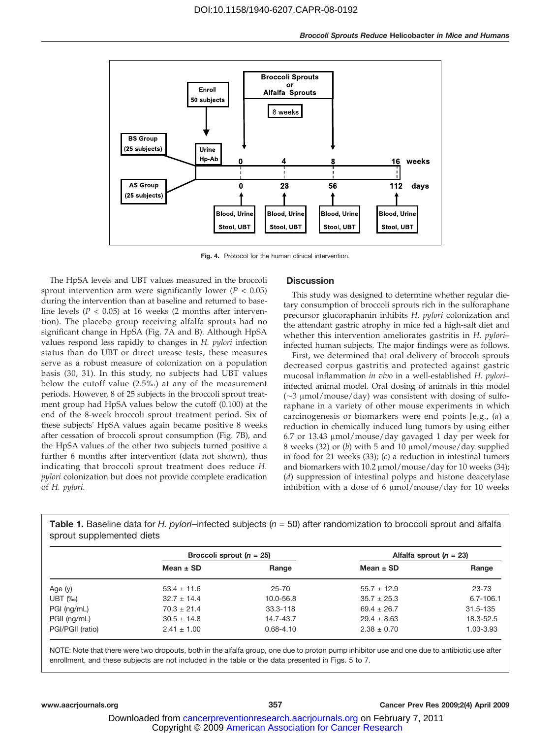Fig. 4. Protocol for the human clinical intervention.

The HpSA levels and UBT values measured in the broccoli sprout intervention arm were significantly lower ($P < 0.05$) during the intervention than at baseline and returned to baseline levels ($P < 0.05$) at 16 weeks (2 months after intervention). The placebo group receiving alfalfa sprouts had no significant change in HpSA (Fig. 7A and B). Although HpSA values respond less rapidly to changes in *H. pylori* infection status than do UBT or direct urease tests, these measures serve as a robust measure of colonization on a population basis (30, 31). In this study, no subjects had UBT values below the cutoff value (2.5‰) at any of the measurement periods. However, 8 of 25 subjects in the broccoli sprout treatment group had HpSA values below the cutoff (0.100) at the end of the 8-week broccoli sprout treatment period. Six of these subjects' HpSA values again became positive 8 weeks after cessation of broccoli sprout consumption (Fig. 7B), and the HpSA values of the other two subjects turned positive a further 6 months after intervention (data not shown), thus indicating that broccoli sprout treatment does reduce *H. pylori* colonization but does not provide complete eradication of *H. pylori.*

## Discussion

This study was designed to determine whether regular dietary consumption of broccoli sprouts rich in the sulforaphane precursor glucoraphanin inhibits *H. pylori* colonization and the attendant gastric atrophy in mice fed a high-salt diet and whether this intervention ameliorates gastritis in *H. pylori*–infected human subjects. The major findings were as follows.

First, we determined that oral delivery of broccoli sprouts decreased corpus gastritis and protected against gastric mucosal inflammation *in vivo* in a well-established *H. pylori*–infected animal model. Oral dosing of animals in this model (~3 μmol/mouse/day) was consistent with dosing of sulforaphane in a variety of other mouse experiments in which carcinogenesis or biomarkers were end points [e.g., (*a*) a reduction in chemically induced lung tumors by using either 6.7 or 13.43 μmol/mouse/day gavaged 1 day per week for 8 weeks (32) or (*b*) with 5 and 10 μmol/mouse/day supplied in food for 21 weeks (33); (*c*) a reduction in intestinal tumors and biomarkers with 10.2 μmol/mouse/day for 10 weeks (34); (*d*) suppression of intestinal polyps and histone deacetylase inhibition with a dose of 6 μmol/mouse/day for 10 weeks

**Table 1.** Baseline data for *H. pylori*–infected subjects ($n$ = 50) after randomization to broccoli sprout and alfalfa sprout supplemented diets

| | Broccoli sprout ($n$ = 25) | | Alfalfa sprout ($n$ = 23) | |
|---|---|---|---|---|
| | Mean ± SD | Range | Mean ± SD | Range |
| Age (y) | 53.4 ± 11.6 | 25-70 | 55.7 ± 12.9 | 23-73 |
| UBT (‰) | 32.7 ± 14.4 | 10.0-56.8 | 35.7 ± 25.3 | 6.7-106.1 |
| PGI (ng/mL) | 70.3 ± 21.4 | 33.3-118 | 69.4 ± 26.7 | 31.5-135 |
| PGII (ng/mL) | 30.5 ± 14.8 | 14.7-43.7 | 29.4 ± 8.63 | 18.3-52.5 |
| PGI/PGII (ratio) | 2.41 ± 1.00 | 0.68-4.10 | 2.38 ± 0.70 | 1.03-3.93 |

NOTE: Note that there were two dropouts, both in the alfalfa group, one due to proton pump inhibitor use and one due to antibiotic use after enrollment, and these subjects are not included in the table or the data presented in Figs. 5 to 7.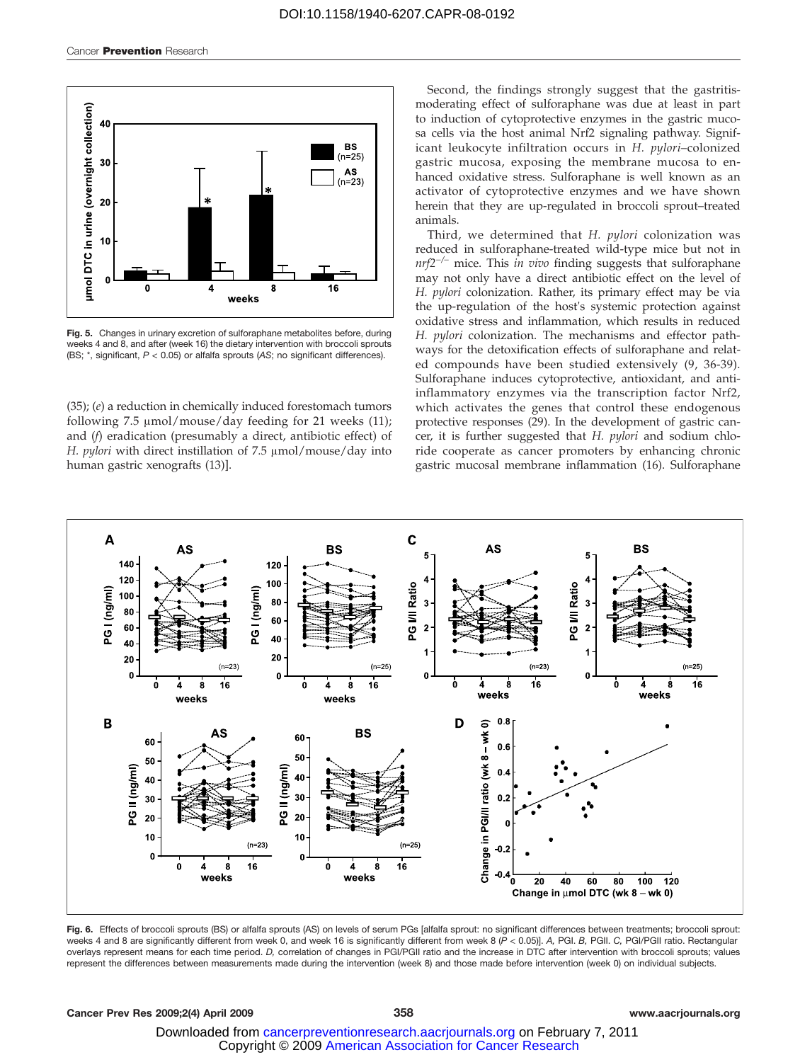Fig. 5. Changes in urinary excretion of sulforaphane metabolites before, during weeks 4 and 8, and after (week 16) the dietary intervention with broccoli sprouts (BS; *, significant, $P < 0.05$) or alfalfa sprouts (AS; no significant differences).

(35); (*e*) a reduction in chemically induced forestomach tumors following 7.5 μmol/mouse/day feeding for 21 weeks (11); and (*f*) eradication (presumably a direct, antibiotic effect) of *H. pylori* with direct instillation of 7.5 μmol/mouse/day into human gastric xenografts (13)].

Second, the findings strongly suggest that the gastritis-moderating effect of sulforaphane was due at least in part to induction of cytoprotective enzymes in the gastric mucosa cells via the host animal Nrf2 signaling pathway. Significant leukocyte infiltration occurs in *H. pylori*–colonized gastric mucosa, exposing the membrane mucosa to enhanced oxidative stress. Sulforaphane is well known as an activator of cytoprotective enzymes and we have shown herein that they are up-regulated in broccoli sprout–treated animals.

Third, we determined that *H. pylori* colonization was reduced in sulforaphane-treated wild-type mice but not in $nrf2^{-/-}$ mice. This *in vivo* finding suggests that sulforaphane may not only have a direct antibiotic effect on the level of *H. pylori* colonization. Rather, its primary effect may be via the up-regulation of the host's systemic protection against oxidative stress and inflammation, which results in reduced *H. pylori* colonization. The mechanisms and effector pathways for the detoxification effects of sulforaphane and related compounds have been studied extensively (9, 36-39). Sulforaphane induces cytoprotective, antioxidant, and anti-inflammatory enzymes via the transcription factor Nrf2, which activates the genes that control these endogenous protective responses (29). In the development of gastric cancer, it is further suggested that *H. pylori* and sodium chloride cooperate as cancer promoters by enhancing chronic gastric mucosal membrane inflammation (16). Sulforaphane

Fig. 6. Effects of broccoli sprouts (BS) or alfalfa sprouts (AS) on levels of serum PGs [alfalfa sprout: no significant differences between treatments; broccoli sprout: weeks 4 and 8 are significantly different from week 0, and week 16 is significantly different from week 8 ($P < 0.05$)]. *A*, PGI. *B*, PGII. *C*, PGI/PGII ratio. Rectangular overlays represent means for each time period. *D*, correlation of changes in PGI/PGII ratio and the increase in DTC after intervention with broccoli sprouts; values represent the differences between measurements made during the intervention (week 8) and those made before intervention (week 0) on individual subjects.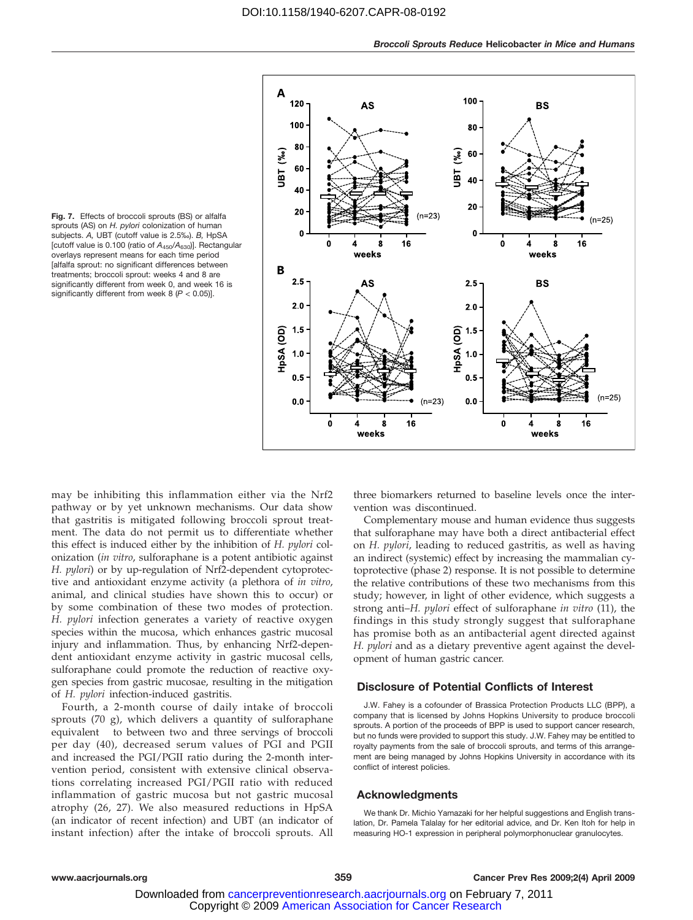Fig. 7. Effects of broccoli sprouts (BS) or alfalfa sprouts (AS) on *H. pylori* colonization of human subjects. *A*, UBT (cutoff value is 2.5‰). *B*, HpSA [cutoff value is 0.100 (ratio of $A_{450}/A_{630}$)]. Rectangular overlays represent means for each time period [alfalfa sprout: no significant differences between treatments; broccoli sprout: weeks 4 and 8 are significantly different from week 0, and week 16 is significantly different from week 8 ($P < 0.05$)].

may be inhibiting this inflammation either via the Nrf2 pathway or by yet unknown mechanisms. Our data show that gastritis is mitigated following broccoli sprout treatment. The data do not permit us to differentiate whether this effect is induced either by the inhibition of *H. pylori* colonization (*in vitro*, sulforaphane is a potent antibiotic against *H. pylori*) or by up-regulation of Nrf2-dependent cytoprotective and antioxidant enzyme activity (a plethora of *in vitro*, animal, and clinical studies have shown this to occur) or by some combination of these two modes of protection. *H. pylori* infection generates a variety of reactive oxygen species within the mucosa, which enhances gastric mucosal injury and inflammation. Thus, by enhancing Nrf2-dependent antioxidant enzyme activity in gastric mucosal cells, sulforaphane could promote the reduction of reactive oxygen species from gastric mucosae, resulting in the mitigation of *H. pylori* infection-induced gastritis.

Fourth, a 2-month course of daily intake of broccoli sprouts (70 g), which delivers a quantity of sulforaphane equivalent to between two and three servings of broccoli per day (40), decreased serum values of PGI and PGII and increased the PGI/PGII ratio during the 2-month intervention period, consistent with extensive clinical observations correlating increased PGI/PGII ratio with reduced inflammation of gastric mucosa but not gastric mucosal atrophy (26, 27). We also measured reductions in HpSA (an indicator of recent infection) and UBT (an indicator of instant infection) after the intake of broccoli sprouts. All three biomarkers returned to baseline levels once the intervention was discontinued.

Complementary mouse and human evidence thus suggests that sulforaphane may have both a direct antibacterial effect on *H. pylori*, leading to reduced gastritis, as well as having an indirect (systemic) effect by increasing the mammalian cytoprotective (phase 2) response. It is not possible to determine the relative contributions of these two mechanisms from this study; however, in light of other evidence, which suggests a strong anti–*H. pylori* effect of sulforaphane *in vitro* (11), the findings in this study strongly suggest that sulforaphane has promise both as an antibacterial agent directed against *H. pylori* and as a dietary preventive agent against the development of human gastric cancer.

## Disclosure of Potential Conflicts of Interest

J.W. Fahey is a cofounder of Brassica Protection Products LLC (BPP), a company that is licensed by Johns Hopkins University to produce broccoli sprouts. A portion of the proceeds of BPP is used to support cancer research, but no funds were provided to support this study. J.W. Fahey may be entitled to royalty payments from the sale of broccoli sprouts, and terms of this arrangement are being managed by Johns Hopkins University in accordance with its conflict of interest policies.

## Acknowledgments

We thank Dr. Michio Yamazaki for her helpful suggestions and English translation, Dr. Pamela Talalay for her editorial advice, and Dr. Ken Itoh for help in measuring HO-1 expression in peripheral polymorphonuclear granulocytes.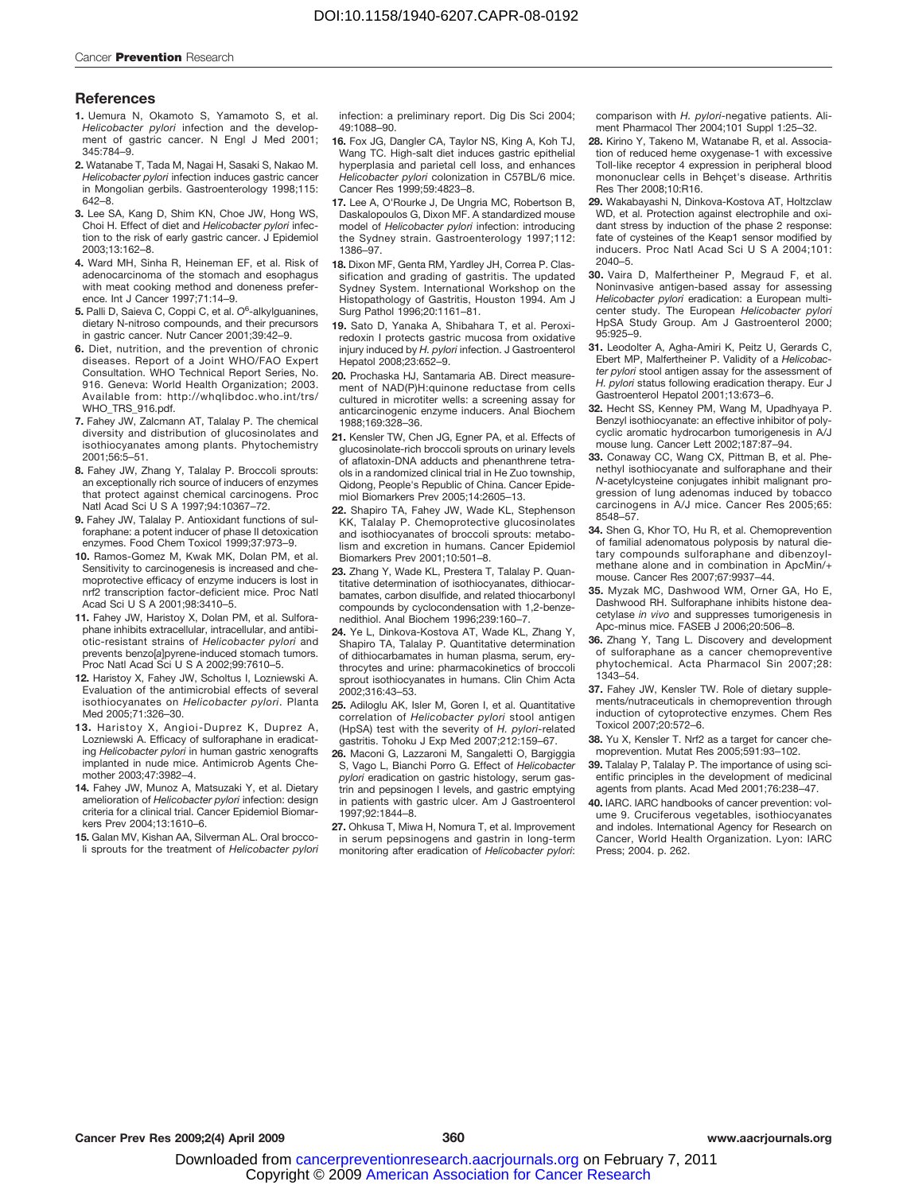## References

1. Uemura N, Okamoto S, Yamamoto S, et al. *Helicobacter pylori* infection and the development of gastric cancer. N Engl J Med 2001; 345:784–9.
2. Watanabe T, Tada M, Nagai H, Sasaki S, Nakao M. *Helicobacter pylori* infection induces gastric cancer in Mongolian gerbils. Gastroenterology 1998;115: 642–8.
3. Lee SA, Kang D, Shim KN, Choe JW, Hong WS, Choi H. Effect of diet and *Helicobacter pylori* infection to the risk of early gastric cancer. J Epidemiol 2003;13:162–8.
4. Ward MH, Sinha R, Heineman EF, et al. Risk of adenocarcinoma of the stomach and esophagus with meat cooking method and doneness preference. Int J Cancer 1997;71:14–9.
5. Palli D, Saieva C, Coppi C, et al. $O^6$-alkylguanines, dietary N-nitroso compounds, and their precursors in gastric cancer. Nutr Cancer 2001;39:42–9.
6. Diet, nutrition, and the prevention of chronic diseases. Report of a Joint WHO/FAO Expert Consultation. WHO Technical Report Series, No. 916. Geneva: World Health Organization; 2003. Available from: http://whqlibdoc.who.int/trs/WHO_TRS_916.pdf.
7. Fahey JW, Zalcmann AT, Talalay P. The chemical diversity and distribution of glucosinolates and isothiocyanates among plants. Phytochemistry 2001;56:5–51.
8. Fahey JW, Zhang Y, Talalay P. Broccoli sprouts: an exceptionally rich source of inducers of enzymes that protect against chemical carcinogens. Proc Natl Acad Sci U S A 1997;94:10367–72.
9. Fahey JW, Talalay P. Antioxidant functions of sulforaphane: a potent inducer of phase II detoxication enzymes. Food Chem Toxicol 1999;37:973–9.
10. Ramos-Gomez M, Kwak MK, Dolan PM, et al. Sensitivity to carcinogenesis is increased and chemoprotective efficacy of enzyme inducers is lost in nrf2 transcription factor-deficient mice. Proc Natl Acad Sci U S A 2001;98:3410–5.
11. Fahey JW, Haristoy X, Dolan PM, et al. Sulforaphane inhibits extracellular, intracellular, and antibiotic-resistant strains of *Helicobacter pylori* and prevents benzo[a]pyrene-induced stomach tumors. Proc Natl Acad Sci U S A 2002;99:7610–5.
12. Haristoy X, Fahey JW, Scholtus I, Lozniewski A. Evaluation of the antimicrobial effects of several isothiocyanates on *Helicobacter pylori*. Planta Med 2005;71:326–30.
13. Haristoy X, Angioi-Duprez K, Duprez A, Lozniewski A. Efficacy of sulforaphane in eradicating *Helicobacter pylori* in human gastric xenografts implanted in nude mice. Antimicrob Agents Chemother 2003;47:3982–4.
14. Fahey JW, Munoz A, Matsuzaki Y, et al. Dietary amelioration of *Helicobacter pylori* infection: design criteria for a clinical trial. Cancer Epidemiol Biomarkers Prev 2004;13:1610–6.
15. Galan MV, Kishan AA, Silverman AL. Oral broccoli sprouts for the treatment of *Helicobacter pylori* infection: a preliminary report. Dig Dis Sci 2004; 49:1088–90.
16. Fox JG, Dangler CA, Taylor NS, King A, Koh TJ, Wang TC. High-salt diet induces gastric epithelial hyperplasia and parietal cell loss, and enhances *Helicobacter pylori* colonization in C57BL/6 mice. Cancer Res 1999;59:4823–8.
17. Lee A, O'Rourke J, De Ungria MC, Robertson B, Daskalopoulos G, Dixon MF. A standardized mouse model of *Helicobacter pylori* infection: introducing the Sydney strain. Gastroenterology 1997;112: 1386–97.
18. Dixon MF, Genta RM, Yardley JH, Correa P. Classification and grading of gastritis. The updated Sydney System. International Workshop on the Histopathology of Gastritis, Houston 1994. Am J Surg Pathol 1996;20:1161–81.
19. Sato D, Yanaka A, Shibahara T, et al. Peroxiredoxin I protects gastric mucosa from oxidative injury induced by *H. pylori* infection. J Gastroenterol Hepatol 2008;23:652–9.
20. Prochaska HJ, Santamaria AB. Direct measurement of NAD(P)H:quinone reductase from cells cultured in microtiter wells: a screening assay for anticarcinogenic enzyme inducers. Anal Biochem 1988;169:328–36.
21. Kensler TW, Chen JG, Egner PA, et al. Effects of glucosinolate-rich broccoli sprouts on urinary levels of aflatoxin-DNA adducts and phenanthrene tetraols in a randomized clinical trial in He Zuo township, Qidong, People's Republic of China. Cancer Epidemiol Biomarkers Prev 2005;14:2605–13.
22. Shapiro TA, Fahey JW, Wade KL, Stephenson KK, Talalay P. Chemoprotective glucosinolates and isothiocyanates of broccoli sprouts: metabolism and excretion in humans. Cancer Epidemiol Biomarkers Prev 2001;10:501–8.
23. Zhang Y, Wade KL, Prestera T, Talalay P. Quantitative determination of isothiocyanates, dithiocarbamates, carbon disulfide, and related thiocarbonyl compounds by cyclocondensation with 1,2-benzenedithiol. Anal Biochem 1996;239:160–7.
24. Ye L, Dinkova-Kostova AT, Wade KL, Zhang Y, Shapiro TA, Talalay P. Quantitative determination of dithiocarbamates in human plasma, serum, erythrocytes and urine: pharmacokinetics of broccoli sprout isothiocyanates in humans. Clin Chim Acta 2002;316:43–53.
25. Adiloglu AK, Isler M, Goren I, et al. Quantitative correlation of *Helicobacter pylori* stool antigen (HpSA) test with the severity of *H. pylori*-related gastritis. Tohoku J Exp Med 2007;212:159–67.
26. Maconi G, Lazzaroni M, Sangaletti O, Bargiggia S, Vago L, Bianchi Porro G. Effect of *Helicobacter pylori* eradication on gastric histology, serum gastrin and pepsinogen I levels, and gastric emptying in patients with gastric ulcer. Am J Gastroenterol 1997;92:1844–8.
27. Ohkusa T, Miwa H, Nomura T, et al. Improvement in serum pepsinogens and gastrin in long-term monitoring after eradication of *Helicobacter pylori*: comparison with *H. pylori*-negative patients. Aliment Pharmacol Ther 2004;101 Suppl 1:25–32.
28. Kirino Y, Takeno M, Watanabe R, et al. Association of reduced heme oxygenase-1 with excessive Toll-like receptor 4 expression in peripheral blood mononuclear cells in Behçet's disease. Arthritis Res Ther 2008;10:R16.
29. Wakabayashi N, Dinkova-Kostova AT, Holtzclaw WD, et al. Protection against electrophile and oxidant stress by induction of the phase 2 response: fate of cysteines of the Keap1 sensor modified by inducers. Proc Natl Acad Sci U S A 2004;101: 2040–5.
30. Vaira D, Malfertheiner P, Megraud F, et al. Noninvasive antigen-based assay for assessing *Helicobacter pylori* eradication: a European multicenter study. The European *Helicobacter pylori* HpSA Study Group. Am J Gastroenterol 2000; 95:925–9.
31. Leodolter A, Agha-Amiri K, Peitz U, Gerards C, Ebert MP, Malfertheiner P. Validity of a *Helicobacter pylori* stool antigen assay for the assessment of *H. pylori* status following eradication therapy. Eur J Gastroenterol Hepatol 2001;13:673–6.
32. Hecht SS, Kenney PM, Wang M, Upadhyaya P. Benzyl isothiocyanate: an effective inhibitor of polycyclic aromatic hydrocarbon tumorigenesis in A/J mouse lung. Cancer Lett 2002;187:87–94.
33. Conaway CC, Wang CX, Pittman B, et al. Phenethyl isothiocyanate and sulforaphane and their *N*-acetylcysteine conjugates inhibit malignant progression of lung adenomas induced by tobacco carcinogens in A/J mice. Cancer Res 2005;65: 8548–57.
34. Shen G, Khor TO, Hu R, et al. Chemoprevention of familial adenomatous polyposis by natural dietary compounds sulforaphane and dibenzoylmethane alone and in combination in ApcMin/+ mouse. Cancer Res 2007;67:9937–44.
35. Myzak MC, Dashwood WM, Orner GA, Ho E, Dashwood RH. Sulforaphane inhibits histone deacetylase *in vivo* and suppresses tumorigenesis in Apc-minus mice. FASEB J 2006;20:506–8.
36. Zhang Y, Tang L. Discovery and development of sulforaphane as a cancer chemopreventive phytochemical. Acta Pharmacol Sin 2007;28: 1343–54.
37. Fahey JW, Kensler TW. Role of dietary supplements/nutraceuticals in chemoprevention through induction of cytoprotective enzymes. Chem Res Toxicol 2007;20:572–6.
38. Yu X, Kensler T. Nrf2 as a target for cancer chemoprevention. Mutat Res 2005;591:93–102.
39. Talalay P, Talalay P. The importance of using scientific principles in the development of medicinal agents from plants. Acad Med 2001;76:238–47.
40. IARC. IARC handbooks of cancer prevention: volume 9. Cruciferous vegetables, isothiocyanates and indoles. International Agency for Research on Cancer, World Health Organization. Lyon: IARC Press; 2004. p. 262.